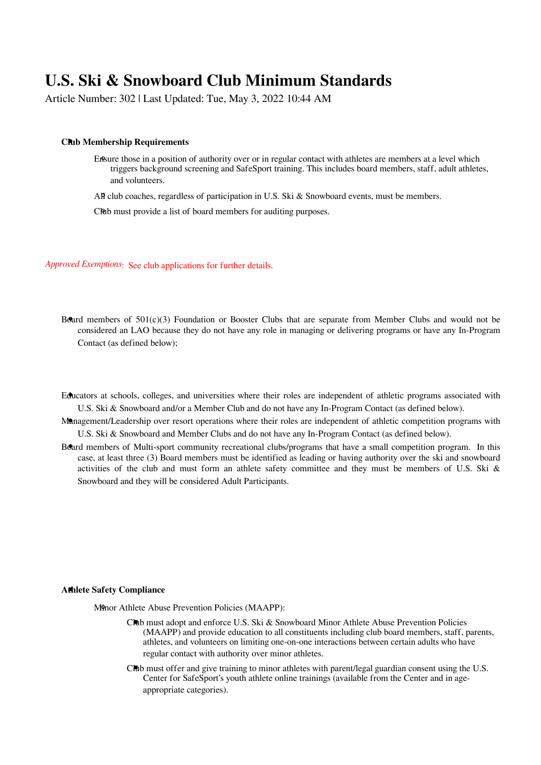# U.S. Ski & Snowboard Club Minimum Standards

Article Number: 302 | Last Updated: Tue, May 3, 2022 10:44 AM

- **Club Membership Requirements**
  - Ensure those in a position of authority over or in regular contact with athletes are members at a level which triggers background screening and SafeSport training. This includes board members, staff, adult athletes, and volunteers.
  - All club coaches, regardless of participation in U.S. Ski & Snowboard events, must be members.
  - Club must provide a list of board members for auditing purposes.

*Approved Exemptions*: See club applications for further details.

- Board members of 501(c)(3) Foundation or Booster Clubs that are separate from Member Clubs and would not be considered an LAO because they do not have any role in managing or delivering programs or have any In-Program Contact (as defined below);

- Educators at schools, colleges, and universities where their roles are independent of athletic programs associated with U.S. Ski & Snowboard and/or a Member Club and do not have any In-Program Contact (as defined below).
- Management/Leadership over resort operations where their roles are independent of athletic competition programs with U.S. Ski & Snowboard and Member Clubs and do not have any In-Program Contact (as defined below).
- Board members of Multi-sport community recreational clubs/programs that have a small competition program. In this case, at least three (3) Board members must be identified as leading or having authority over the ski and snowboard activities of the club and must form an athlete safety committee and they must be members of U.S. Ski & Snowboard and they will be considered Adult Participants.

- **Athlete Safety Compliance**
  - Minor Athlete Abuse Prevention Policies (MAAPP):
    - Club must adopt and enforce U.S. Ski & Snowboard Minor Athlete Abuse Prevention Policies (MAAPP) and provide education to all constituents including club board members, staff, parents, athletes, and volunteers on limiting one-on-one interactions between certain adults who have regular contact with authority over minor athletes.
    - Club must offer and give training to minor athletes with parent/legal guardian consent using the U.S. Center for SafeSport's youth athlete online trainings (available from the Center and in age-appropriate categories).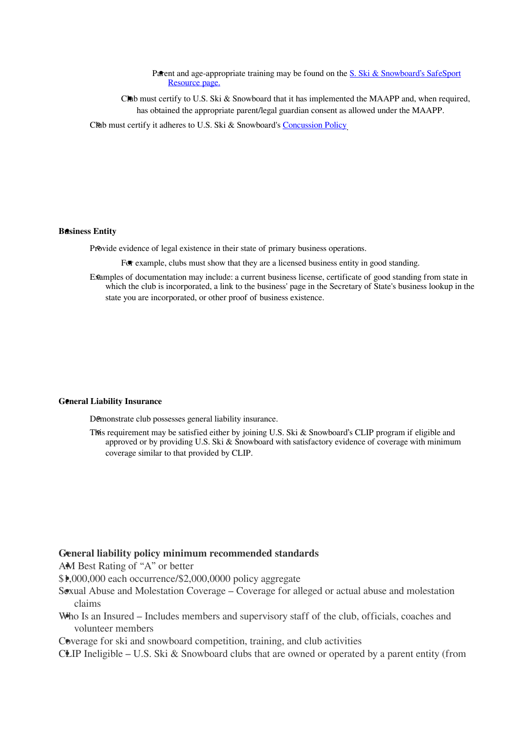- Parent and age-appropriate training may be found on the [S. Ski & Snowboard's SafeSport Resource page.]

- Club must certify to U.S. Ski & Snowboard that it has implemented the MAAPP and, when required, has obtained the appropriate parent/legal guardian consent as allowed under the MAAPP.

- Club must certify it adheres to U.S. Ski & Snowboard's [Concussion Policy]

**Business Entity**

- Provide evidence of legal existence in their state of primary business operations.
  - For example, clubs must show that they are a licensed business entity in good standing.
- Examples of documentation may include: a current business license, certificate of good standing from state in which the club is incorporated, a link to the business' page in the Secretary of State's business lookup in the state you are incorporated, or other proof of business existence.

**General Liability Insurance**

- Demonstrate club possesses general liability insurance.
- This requirement may be satisfied either by joining U.S. Ski & Snowboard's CLIP program if eligible and approved or by providing U.S. Ski & Snowboard with satisfactory evidence of coverage with minimum coverage similar to that provided by CLIP.

- **General liability policy minimum recommended standards**
- AM Best Rating of "A" or better
- $1,000,000 each occurrence/$2,000,0000 policy aggregate
- Sexual Abuse and Molestation Coverage – Coverage for alleged or actual abuse and molestation claims
- Who Is an Insured – Includes members and supervisory staff of the club, officials, coaches and volunteer members
- Coverage for ski and snowboard competition, training, and club activities
- CLIP Ineligible – U.S. Ski & Snowboard clubs that are owned or operated by a parent entity (from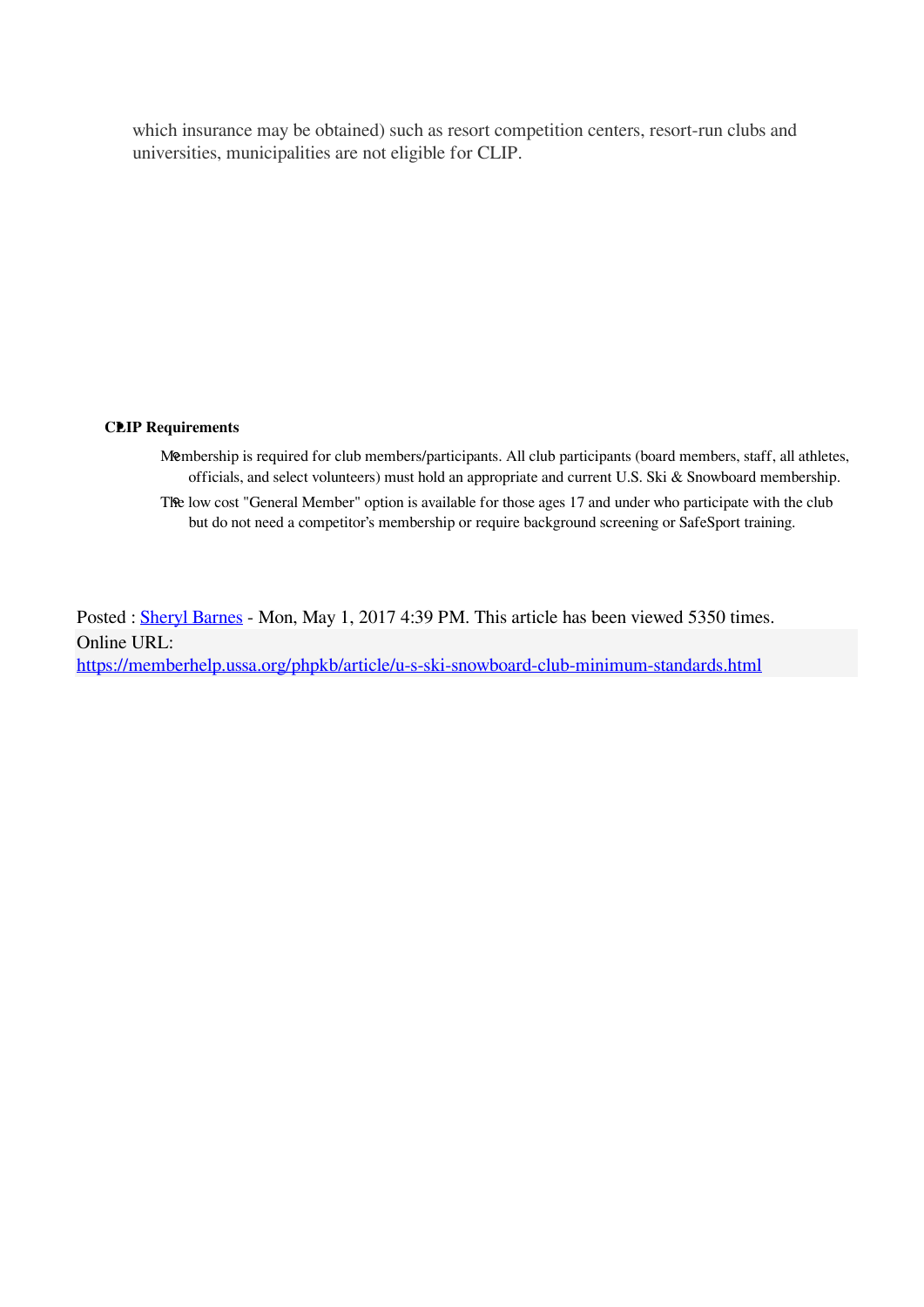which insurance may be obtained) such as resort competition centers, resort-run clubs and universities, municipalities are not eligible for CLIP.

- **CLIP Requirements**
  - Membership is required for club members/participants. All club participants (board members, staff, all athletes, officials, and select volunteers) must hold an appropriate and current U.S. Ski & Snowboard membership.
  - The low cost "General Member" option is available for those ages 17 and under who participate with the club but do not need a competitor's membership or require background screening or SafeSport training.

Posted : Sheryl Barnes - Mon, May 1, 2017 4:39 PM. This article has been viewed 5350 times.

Online URL:
https://memberhelp.ussa.org/phpkb/article/u-s-ski-snowboard-club-minimum-standards.html